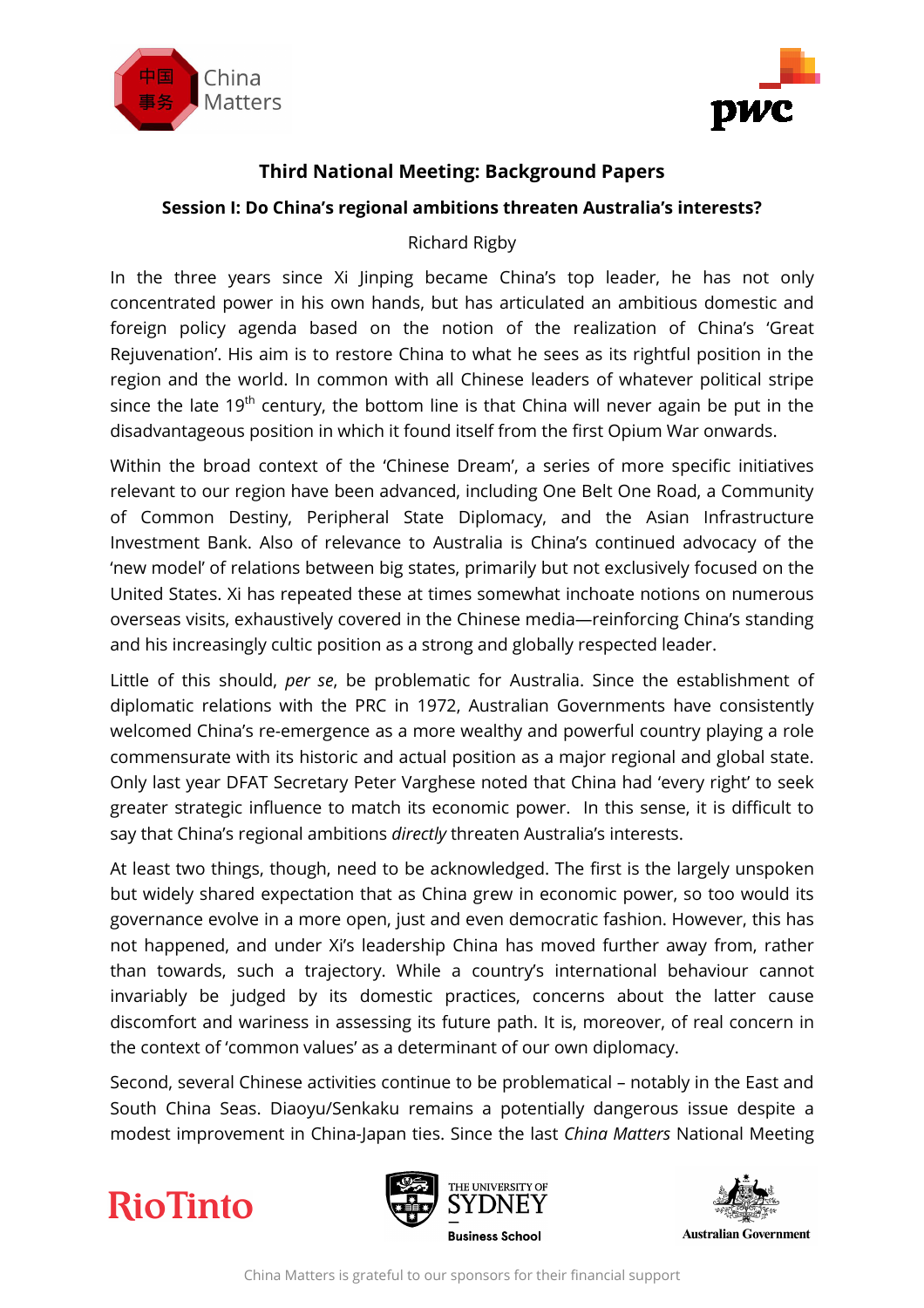## Third National Meeting: Background Papers

### Session I: Do China's regional ambitions threaten Australia's interests?

Richard Rigby

In the three years since Xi Jinping became China's top leader, he has not only concentrated power in his own hands, but has articulated an ambitious domestic and foreign policy agenda based on the notion of the realization of China's 'Great Rejuvenation'. His aim is to restore China to what he sees as its rightful position in the region and the world. In common with all Chinese leaders of whatever political stripe since the late 19th century, the bottom line is that China will never again be put in the disadvantageous position in which it found itself from the first Opium War onwards.

Within the broad context of the 'Chinese Dream', a series of more specific initiatives relevant to our region have been advanced, including One Belt One Road, a Community of Common Destiny, Peripheral State Diplomacy, and the Asian Infrastructure Investment Bank. Also of relevance to Australia is China's continued advocacy of the 'new model' of relations between big states, primarily but not exclusively focused on the United States. Xi has repeated these at times somewhat inchoate notions on numerous overseas visits, exhaustively covered in the Chinese media—reinforcing China's standing and his increasingly cultic position as a strong and globally respected leader.

Little of this should, *per se*, be problematic for Australia. Since the establishment of diplomatic relations with the PRC in 1972, Australian Governments have consistently welcomed China's re-emergence as a more wealthy and powerful country playing a role commensurate with its historic and actual position as a major regional and global state. Only last year DFAT Secretary Peter Varghese noted that China had 'every right' to seek greater strategic influence to match its economic power. In this sense, it is difficult to say that China's regional ambitions *directly* threaten Australia's interests.

At least two things, though, need to be acknowledged. The first is the largely unspoken but widely shared expectation that as China grew in economic power, so too would its governance evolve in a more open, just and even democratic fashion. However, this has not happened, and under Xi's leadership China has moved further away from, rather than towards, such a trajectory. While a country's international behaviour cannot invariably be judged by its domestic practices, concerns about the latter cause discomfort and wariness in assessing its future path. It is, moreover, of real concern in the context of 'common values' as a determinant of our own diplomacy.

Second, several Chinese activities continue to be problematical – notably in the East and South China Seas. Diaoyu/Senkaku remains a potentially dangerous issue despite a modest improvement in China-Japan ties. Since the last *China Matters* National Meeting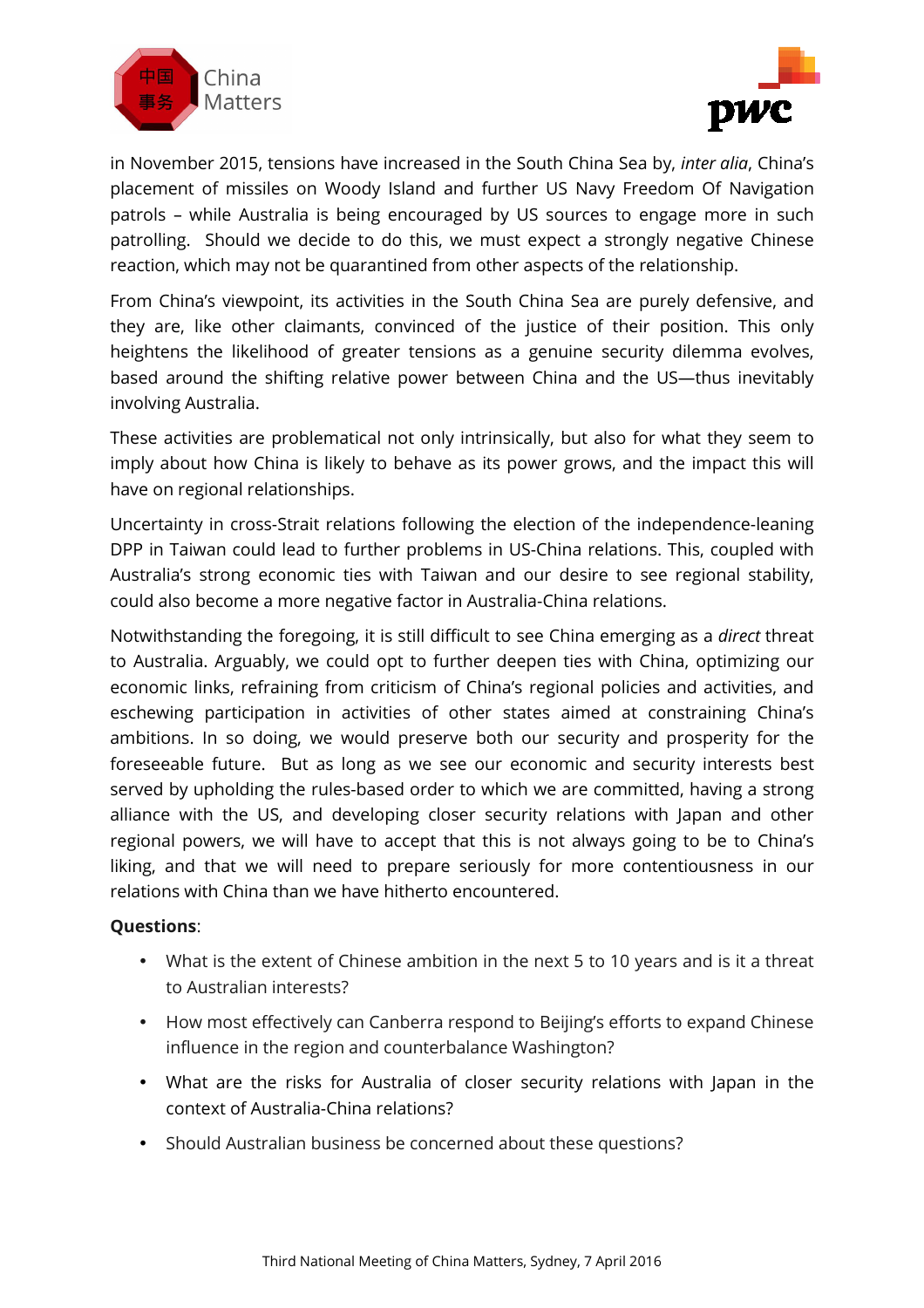in November 2015, tensions have increased in the South China Sea by, *inter alia*, China's placement of missiles on Woody Island and further US Navy Freedom Of Navigation patrols – while Australia is being encouraged by US sources to engage more in such patrolling. Should we decide to do this, we must expect a strongly negative Chinese reaction, which may not be quarantined from other aspects of the relationship.

From China's viewpoint, its activities in the South China Sea are purely defensive, and they are, like other claimants, convinced of the justice of their position. This only heightens the likelihood of greater tensions as a genuine security dilemma evolves, based around the shifting relative power between China and the US—thus inevitably involving Australia.

These activities are problematical not only intrinsically, but also for what they seem to imply about how China is likely to behave as its power grows, and the impact this will have on regional relationships.

Uncertainty in cross-Strait relations following the election of the independence-leaning DPP in Taiwan could lead to further problems in US-China relations. This, coupled with Australia's strong economic ties with Taiwan and our desire to see regional stability, could also become a more negative factor in Australia-China relations.

Notwithstanding the foregoing, it is still difficult to see China emerging as a *direct* threat to Australia. Arguably, we could opt to further deepen ties with China, optimizing our economic links, refraining from criticism of China's regional policies and activities, and eschewing participation in activities of other states aimed at constraining China's ambitions. In so doing, we would preserve both our security and prosperity for the foreseeable future. But as long as we see our economic and security interests best served by upholding the rules-based order to which we are committed, having a strong alliance with the US, and developing closer security relations with Japan and other regional powers, we will have to accept that this is not always going to be to China's liking, and that we will need to prepare seriously for more contentiousness in our relations with China than we have hitherto encountered.

**Questions**:

- What is the extent of Chinese ambition in the next 5 to 10 years and is it a threat to Australian interests?
- How most effectively can Canberra respond to Beijing's efforts to expand Chinese influence in the region and counterbalance Washington?
- What are the risks for Australia of closer security relations with Japan in the context of Australia-China relations?
- Should Australian business be concerned about these questions?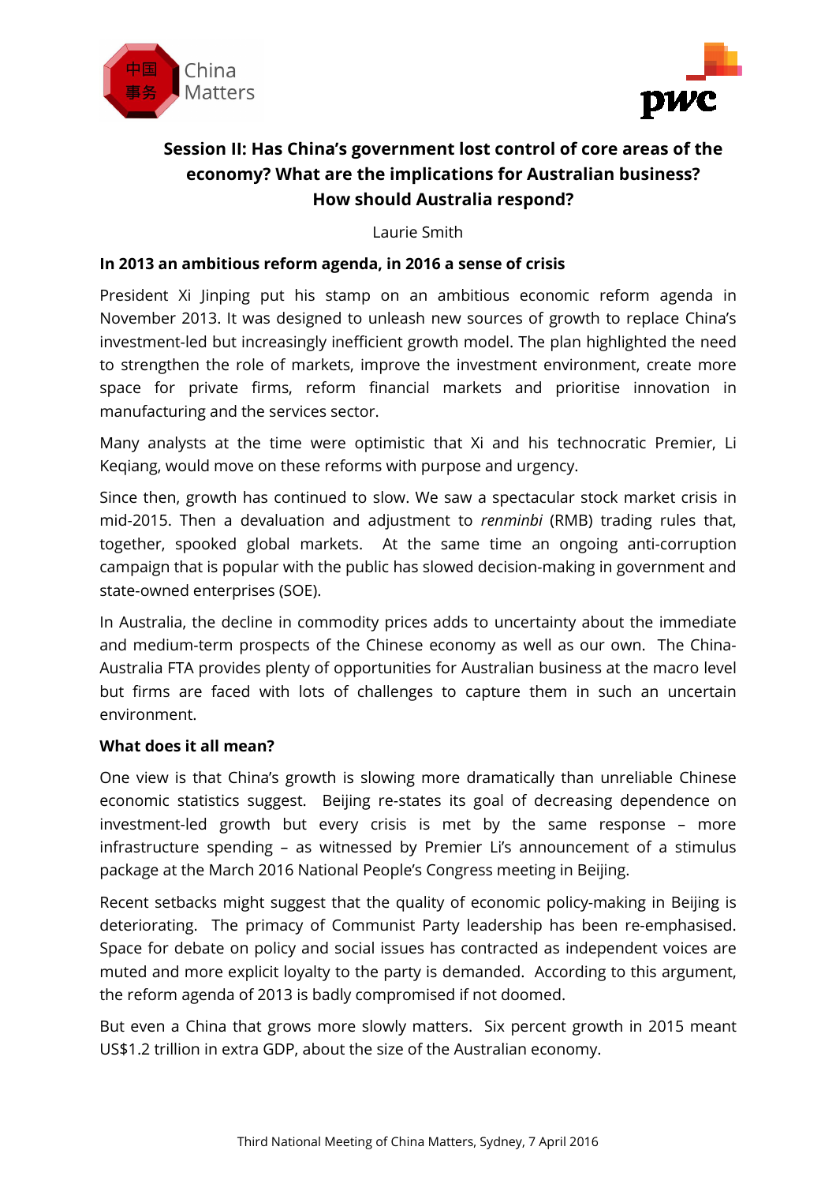## Session II: Has China's government lost control of core areas of the economy? What are the implications for Australian business? How should Australia respond?

Laurie Smith

### In 2013 an ambitious reform agenda, in 2016 a sense of crisis

President Xi Jinping put his stamp on an ambitious economic reform agenda in November 2013. It was designed to unleash new sources of growth to replace China's investment-led but increasingly inefficient growth model. The plan highlighted the need to strengthen the role of markets, improve the investment environment, create more space for private firms, reform financial markets and prioritise innovation in manufacturing and the services sector.

Many analysts at the time were optimistic that Xi and his technocratic Premier, Li Keqiang, would move on these reforms with purpose and urgency.

Since then, growth has continued to slow. We saw a spectacular stock market crisis in mid-2015. Then a devaluation and adjustment to *renminbi* (RMB) trading rules that, together, spooked global markets. At the same time an ongoing anti-corruption campaign that is popular with the public has slowed decision-making in government and state-owned enterprises (SOE).

In Australia, the decline in commodity prices adds to uncertainty about the immediate and medium-term prospects of the Chinese economy as well as our own. The China-Australia FTA provides plenty of opportunities for Australian business at the macro level but firms are faced with lots of challenges to capture them in such an uncertain environment.

### What does it all mean?

One view is that China's growth is slowing more dramatically than unreliable Chinese economic statistics suggest. Beijing re-states its goal of decreasing dependence on investment-led growth but every crisis is met by the same response – more infrastructure spending – as witnessed by Premier Li's announcement of a stimulus package at the March 2016 National People's Congress meeting in Beijing.

Recent setbacks might suggest that the quality of economic policy-making in Beijing is deteriorating. The primacy of Communist Party leadership has been re-emphasised. Space for debate on policy and social issues has contracted as independent voices are muted and more explicit loyalty to the party is demanded. According to this argument, the reform agenda of 2013 is badly compromised if not doomed.

But even a China that grows more slowly matters. Six percent growth in 2015 meant US$1.2 trillion in extra GDP, about the size of the Australian economy.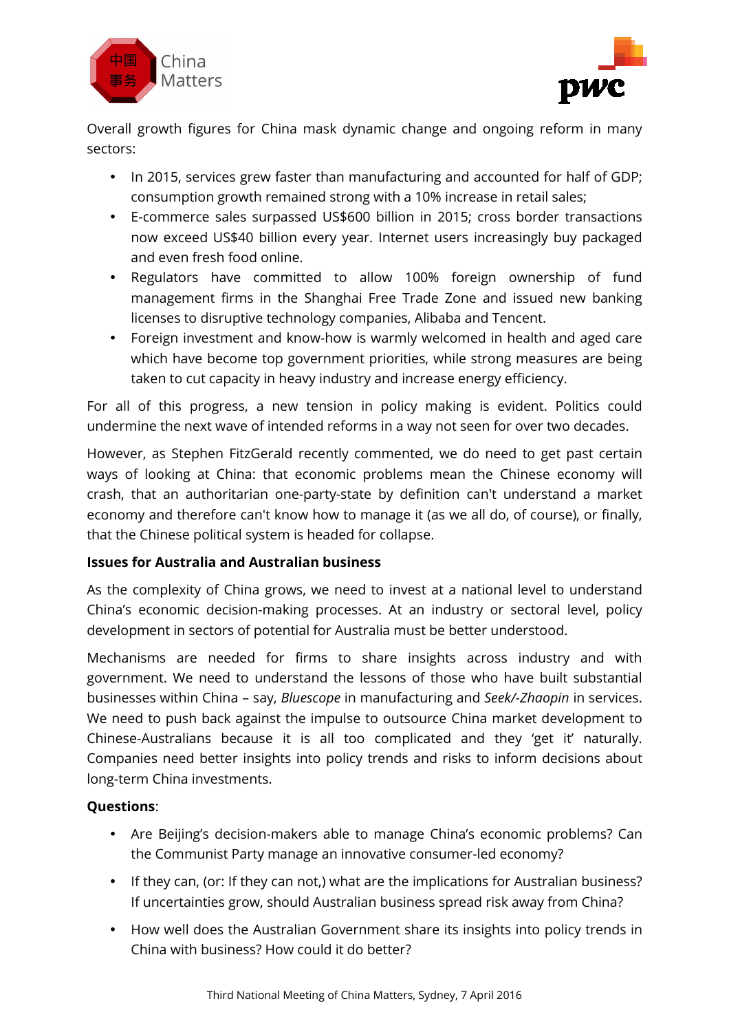Overall growth figures for China mask dynamic change and ongoing reform in many sectors:

- In 2015, services grew faster than manufacturing and accounted for half of GDP; consumption growth remained strong with a 10% increase in retail sales;
- E-commerce sales surpassed US$600 billion in 2015; cross border transactions now exceed US$40 billion every year. Internet users increasingly buy packaged and even fresh food online.
- Regulators have committed to allow 100% foreign ownership of fund management firms in the Shanghai Free Trade Zone and issued new banking licenses to disruptive technology companies, Alibaba and Tencent.
- Foreign investment and know-how is warmly welcomed in health and aged care which have become top government priorities, while strong measures are being taken to cut capacity in heavy industry and increase energy efficiency.

For all of this progress, a new tension in policy making is evident. Politics could undermine the next wave of intended reforms in a way not seen for over two decades.

However, as Stephen FitzGerald recently commented, we do need to get past certain ways of looking at China: that economic problems mean the Chinese economy will crash, that an authoritarian one-party-state by definition can't understand a market economy and therefore can't know how to manage it (as we all do, of course), or finally, that the Chinese political system is headed for collapse.

**Issues for Australia and Australian business**

As the complexity of China grows, we need to invest at a national level to understand China's economic decision-making processes. At an industry or sectoral level, policy development in sectors of potential for Australia must be better understood.

Mechanisms are needed for firms to share insights across industry and with government. We need to understand the lessons of those who have built substantial businesses within China – say, *Bluescope* in manufacturing and *Seek/-Zhaopin* in services. We need to push back against the impulse to outsource China market development to Chinese-Australians because it is all too complicated and they 'get it' naturally. Companies need better insights into policy trends and risks to inform decisions about long-term China investments.

**Questions**:

- Are Beijing's decision-makers able to manage China's economic problems? Can the Communist Party manage an innovative consumer-led economy?
- If they can, (or: If they can not,) what are the implications for Australian business? If uncertainties grow, should Australian business spread risk away from China?
- How well does the Australian Government share its insights into policy trends in China with business? How could it do better?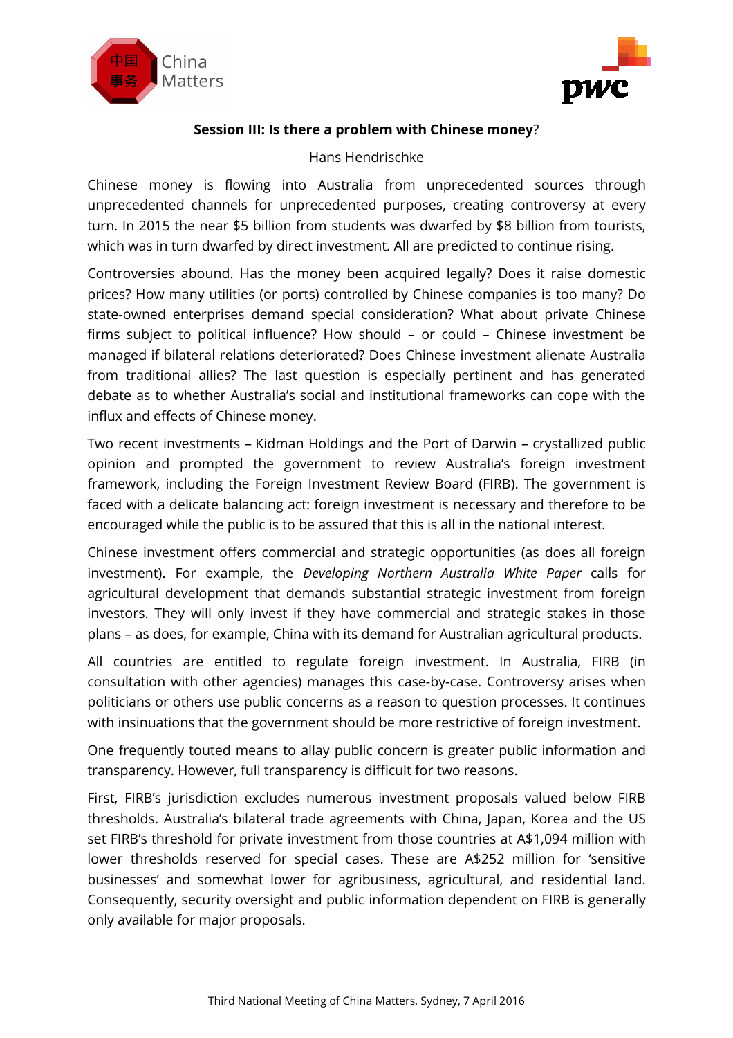**Session III: Is there a problem with Chinese money**?

Hans Hendrischke

Chinese money is flowing into Australia from unprecedented sources through unprecedented channels for unprecedented purposes, creating controversy at every turn. In 2015 the near $5 billion from students was dwarfed by $8 billion from tourists, which was in turn dwarfed by direct investment. All are predicted to continue rising.

Controversies abound. Has the money been acquired legally? Does it raise domestic prices? How many utilities (or ports) controlled by Chinese companies is too many? Do state-owned enterprises demand special consideration? What about private Chinese firms subject to political influence? How should – or could – Chinese investment be managed if bilateral relations deteriorated? Does Chinese investment alienate Australia from traditional allies? The last question is especially pertinent and has generated debate as to whether Australia's social and institutional frameworks can cope with the influx and effects of Chinese money.

Two recent investments – Kidman Holdings and the Port of Darwin – crystallized public opinion and prompted the government to review Australia's foreign investment framework, including the Foreign Investment Review Board (FIRB). The government is faced with a delicate balancing act: foreign investment is necessary and therefore to be encouraged while the public is to be assured that this is all in the national interest.

Chinese investment offers commercial and strategic opportunities (as does all foreign investment). For example, the *Developing Northern Australia White Paper* calls for agricultural development that demands substantial strategic investment from foreign investors. They will only invest if they have commercial and strategic stakes in those plans – as does, for example, China with its demand for Australian agricultural products.

All countries are entitled to regulate foreign investment. In Australia, FIRB (in consultation with other agencies) manages this case-by-case. Controversy arises when politicians or others use public concerns as a reason to question processes. It continues with insinuations that the government should be more restrictive of foreign investment.

One frequently touted means to allay public concern is greater public information and transparency. However, full transparency is difficult for two reasons.

First, FIRB's jurisdiction excludes numerous investment proposals valued below FIRB thresholds. Australia's bilateral trade agreements with China, Japan, Korea and the US set FIRB's threshold for private investment from those countries at A$1,094 million with lower thresholds reserved for special cases. These are A$252 million for 'sensitive businesses' and somewhat lower for agribusiness, agricultural, and residential land. Consequently, security oversight and public information dependent on FIRB is generally only available for major proposals.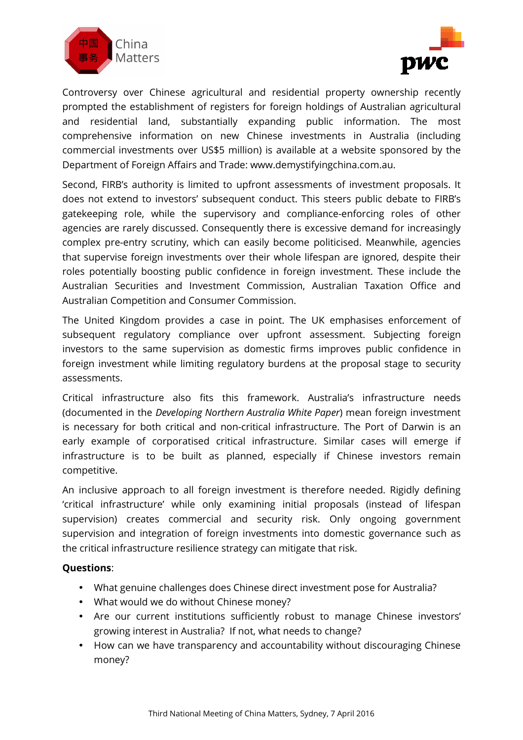Controversy over Chinese agricultural and residential property ownership recently prompted the establishment of registers for foreign holdings of Australian agricultural and residential land, substantially expanding public information. The most comprehensive information on new Chinese investments in Australia (including commercial investments over US$5 million) is available at a website sponsored by the Department of Foreign Affairs and Trade: www.demystifyingchina.com.au.

Second, FIRB's authority is limited to upfront assessments of investment proposals. It does not extend to investors' subsequent conduct. This steers public debate to FIRB's gatekeeping role, while the supervisory and compliance-enforcing roles of other agencies are rarely discussed. Consequently there is excessive demand for increasingly complex pre-entry scrutiny, which can easily become politicised. Meanwhile, agencies that supervise foreign investments over their whole lifespan are ignored, despite their roles potentially boosting public confidence in foreign investment. These include the Australian Securities and Investment Commission, Australian Taxation Office and Australian Competition and Consumer Commission.

The United Kingdom provides a case in point. The UK emphasises enforcement of subsequent regulatory compliance over upfront assessment. Subjecting foreign investors to the same supervision as domestic firms improves public confidence in foreign investment while limiting regulatory burdens at the proposal stage to security assessments.

Critical infrastructure also fits this framework. Australia's infrastructure needs (documented in the *Developing Northern Australia White Paper*) mean foreign investment is necessary for both critical and non-critical infrastructure. The Port of Darwin is an early example of corporatised critical infrastructure. Similar cases will emerge if infrastructure is to be built as planned, especially if Chinese investors remain competitive.

An inclusive approach to all foreign investment is therefore needed. Rigidly defining 'critical infrastructure' while only examining initial proposals (instead of lifespan supervision) creates commercial and security risk. Only ongoing government supervision and integration of foreign investments into domestic governance such as the critical infrastructure resilience strategy can mitigate that risk.

**Questions**:

- What genuine challenges does Chinese direct investment pose for Australia?
- What would we do without Chinese money?
- Are our current institutions sufficiently robust to manage Chinese investors' growing interest in Australia? If not, what needs to change?
- How can we have transparency and accountability without discouraging Chinese money?